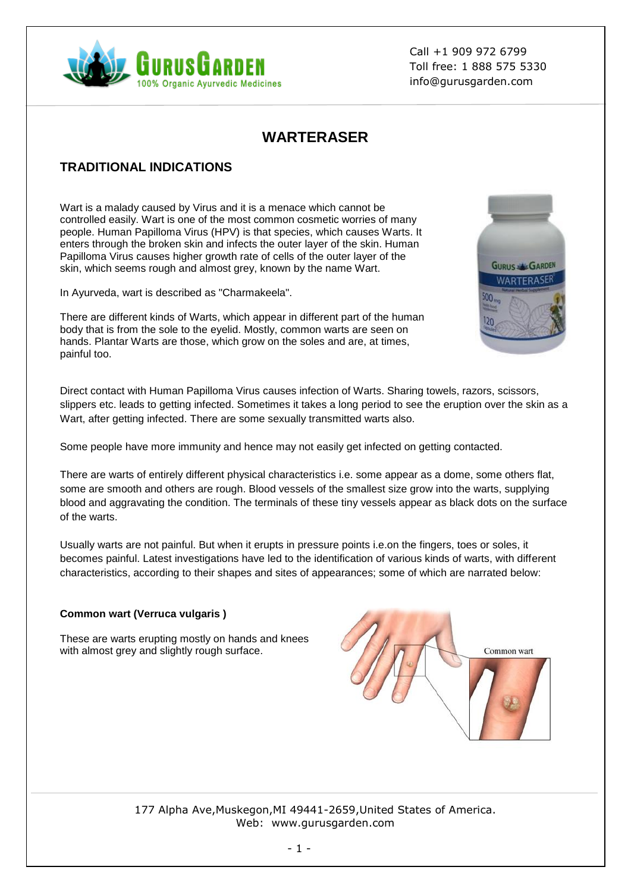# WARTERASER

## TRADITIONAL INDICATIONS

Wart is a malady caused by Virus and it is a menace which cannot be controlled easily. Wart is one of the most common cosmetic worries of many people. Human Papilloma Virus (HPV) is that species, which causes Warts. It enters through the broken skin and infects the outer layer of the skin. Human Papilloma Virus causes higher growth rate of cells of the outer layer of the skin, which seems rough and almost grey, known by the name Wart.

In Ayurveda, wart is described as "Charmakeela".

There are different kinds of Warts, which appear in different part of the human body that is from the sole to the eyelid. Mostly, common warts are seen on hands. Plantar Warts are those, which grow on the soles and are, at times, painful too.

Direct contact with Human Papilloma Virus causes infection of Warts. Sharing towels, razors, scissors, slippers etc. leads to getting infected. Sometimes it takes a long period to see the eruption over the skin as a Wart, after getting infected. There are some sexually transmitted warts also.

Some people have more immunity and hence may not easily get infected on getting contacted.

There are warts of entirely different physical characteristics i.e. some appear as a dome, some others flat, some are smooth and others are rough. Blood vessels of the smallest size grow into the warts, supplying blood and aggravating the condition. The terminals of these tiny vessels appear as black dots on the surface of the warts.

Usually warts are not painful. But when it erupts in pressure points i.e.on the fingers, toes or soles, it becomes painful. Latest investigations have led to the identification of various kinds of warts, with different characteristics, according to their shapes and sites of appearances; some of which are narrated below:

**Common wart (Verruca vulgaris )**

These are warts erupting mostly on hands and knees with almost grey and slightly rough surface.

Common wart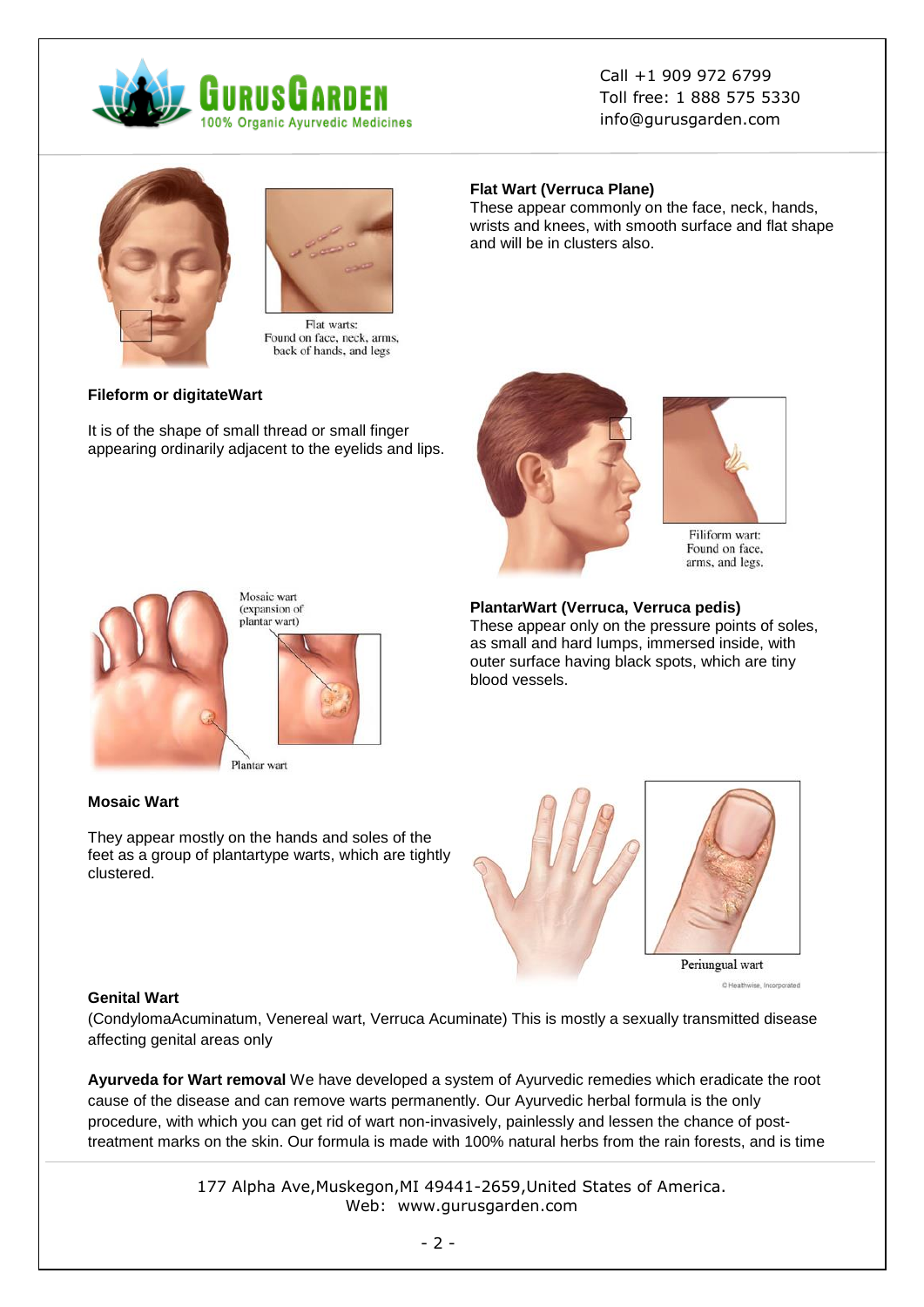**Flat Wart (Verruca Plane)**
These appear commonly on the face, neck, hands, wrists and knees, with smooth surface and flat shape and will be in clusters also.

Flat warts: Found on face, neck, arms, back of hands, and legs

**Fileform or digitateWart**

It is of the shape of small thread or small finger appearing ordinarily adjacent to the eyelids and lips.

Filiform wart: Found on face, arms, and legs.

Mosaic wart (expansion of plantar wart)

Plantar wart

**PlantarWart (Verruca, Verruca pedis)**
These appear only on the pressure points of soles, as small and hard lumps, immersed inside, with outer surface having black spots, which are tiny blood vessels.

**Mosaic Wart**

They appear mostly on the hands and soles of the feet as a group of plantartype warts, which are tightly clustered.

Periungual wart

© Healthwise, Incorporated

**Genital Wart**
(CondylomaAcuminatum, Venereal wart, Verruca Acuminate) This is mostly a sexually transmitted disease affecting genital areas only

**Ayurveda for Wart removal** We have developed a system of Ayurvedic remedies which eradicate the root cause of the disease and can remove warts permanently. Our Ayurvedic herbal formula is the only procedure, with which you can get rid of wart non-invasively, painlessly and lessen the chance of post-treatment marks on the skin. Our formula is made with 100% natural herbs from the rain forests, and is time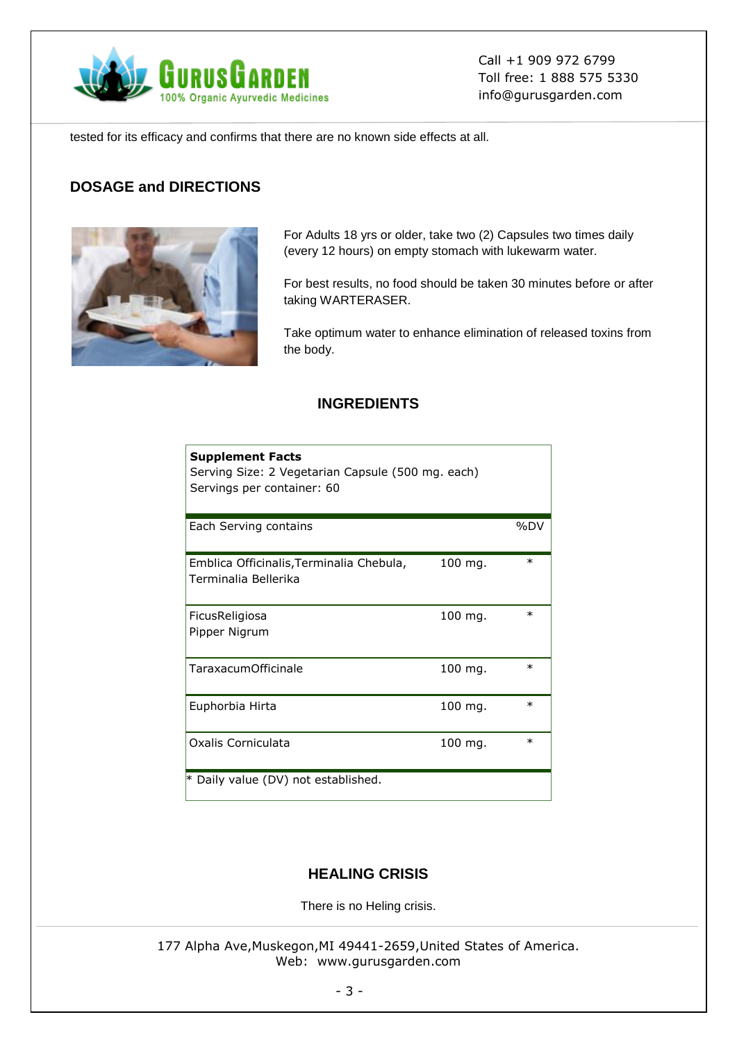tested for its efficacy and confirms that there are no known side effects at all.

## DOSAGE and DIRECTIONS

For Adults 18 yrs or older, take two (2) Capsules two times daily (every 12 hours) on empty stomach with lukewarm water.

For best results, no food should be taken 30 minutes before or after taking WARTERASER.

Take optimum water to enhance elimination of released toxins from the body.

## INGREDIENTS

**Supplement Facts**
Serving Size: 2 Vegetarian Capsule (500 mg. each)
Servings per container: 60

| Each Serving contains | | %DV |
|---|---|---|
| Emblica Officinalis,Terminalia Chebula, Terminalia Bellerika | 100 mg. | * |
| FicusReligiosa Pipper Nigrum | 100 mg. | * |
| TaraxacumOfficinale | 100 mg. | * |
| Euphorbia Hirta | 100 mg. | * |
| Oxalis Corniculata | 100 mg. | * |

* Daily value (DV) not established.

## HEALING CRISIS

There is no Heling crisis.